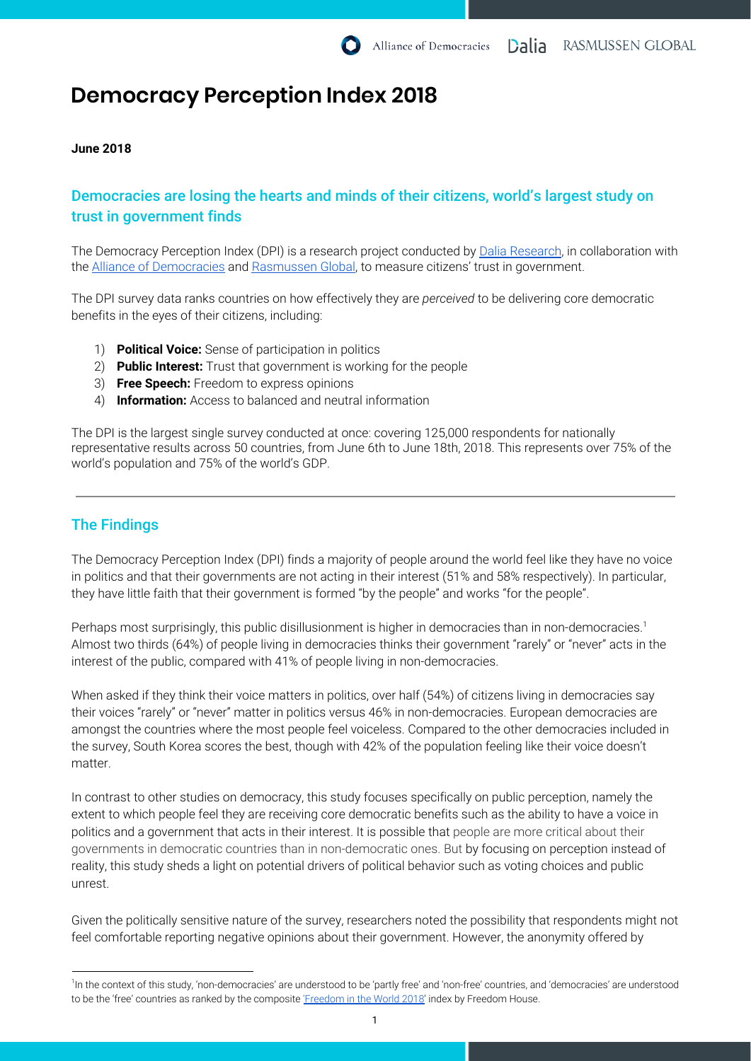# Democracy Perception Index 2018

**June 2018**

## Democracies are losing the hearts and minds of their citizens, world's largest study on trust in government finds

The Democracy Perception Index (DPI) is a research project conducted by Dalia Research, in collaboration with the Alliance of Democracies and Rasmussen Global, to measure citizens' trust in government.

The DPI survey data ranks countries on how effectively they are *perceived* to be delivering core democratic benefits in the eyes of their citizens, including:

1) **Political Voice:** Sense of participation in politics
2) **Public Interest:** Trust that government is working for the people
3) **Free Speech:** Freedom to express opinions
4) **Information:** Access to balanced and neutral information

The DPI is the largest single survey conducted at once: covering 125,000 respondents for nationally representative results across 50 countries, from June 6th to June 18th, 2018. This represents over 75% of the world's population and 75% of the world's GDP.

---

## The Findings

The Democracy Perception Index (DPI) finds a majority of people around the world feel like they have no voice in politics and that their governments are not acting in their interest (51% and 58% respectively). In particular, they have little faith that their government is formed "by the people" and works "for the people".

Perhaps most surprisingly, this public disillusionment is higher in democracies than in non-democracies.[1] Almost two thirds (64%) of people living in democracies thinks their government "rarely" or "never" acts in the interest of the public, compared with 41% of people living in non-democracies.

When asked if they think their voice matters in politics, over half (54%) of citizens living in democracies say their voices "rarely" or "never" matter in politics versus 46% in non-democracies. European democracies are amongst the countries where the most people feel voiceless. Compared to the other democracies included in the survey, South Korea scores the best, though with 42% of the population feeling like their voice doesn't matter.

In contrast to other studies on democracy, this study focuses specifically on public perception, namely the extent to which people feel they are receiving core democratic benefits such as the ability to have a voice in politics and a government that acts in their interest. It is possible that people are more critical about their governments in democratic countries than in non-democratic ones. But by focusing on perception instead of reality, this study sheds a light on potential drivers of political behavior such as voting choices and public unrest.

Given the politically sensitive nature of the survey, researchers noted the possibility that respondents might not feel comfortable reporting negative opinions about their government. However, the anonymity offered by

---

[1] In the context of this study, 'non-democracies' are understood to be 'partly free' and 'non-free' countries, and 'democracies' are understood to be the 'free' countries as ranked by the composite 'Freedom in the World 2018' index by Freedom House.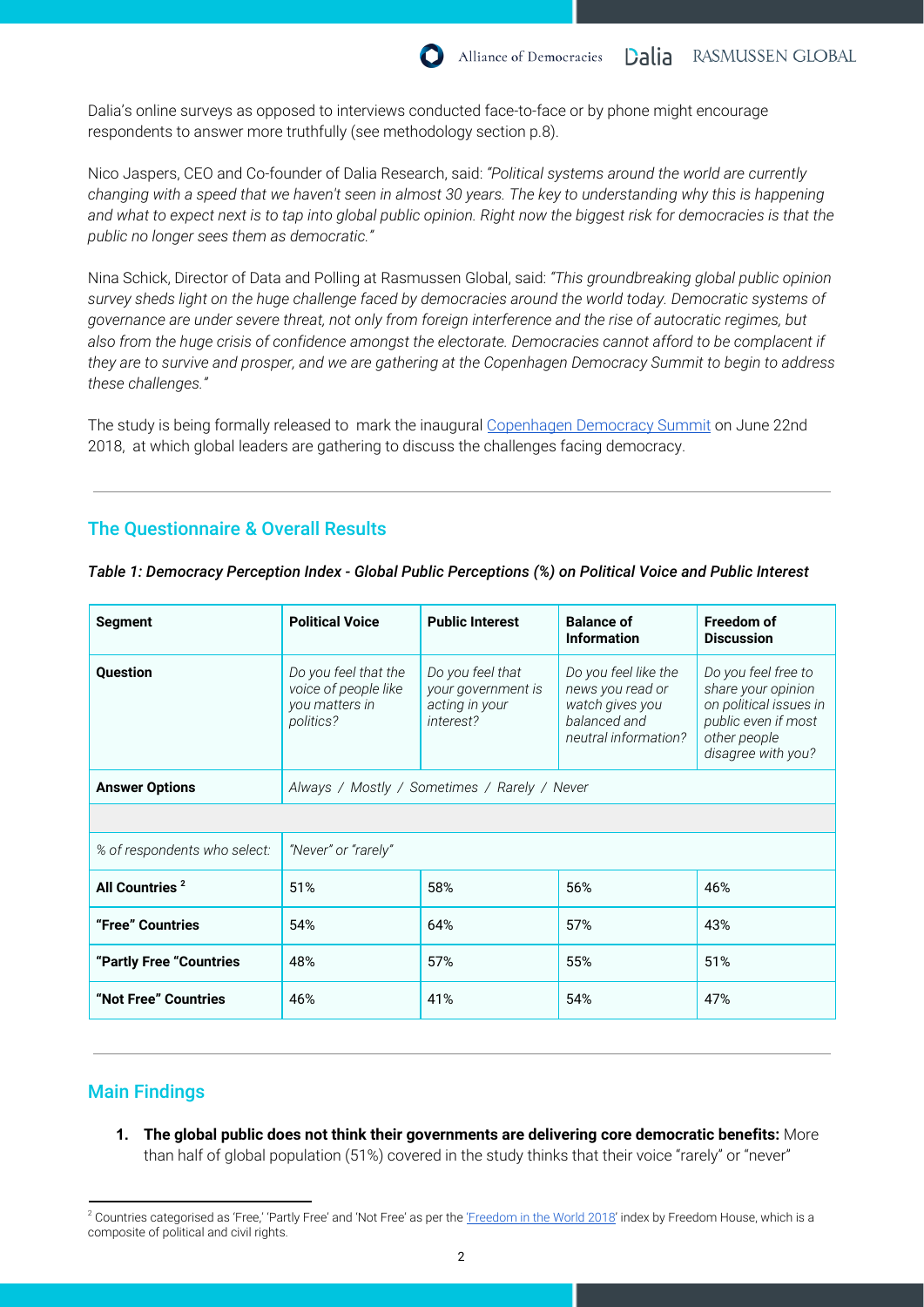Dalia's online surveys as opposed to interviews conducted face-to-face or by phone might encourage respondents to answer more truthfully (see methodology section p.8).

Nico Jaspers, CEO and Co-founder of Dalia Research, said: *"Political systems around the world are currently changing with a speed that we haven't seen in almost 30 years. The key to understanding why this is happening and what to expect next is to tap into global public opinion. Right now the biggest risk for democracies is that the public no longer sees them as democratic."*

Nina Schick, Director of Data and Polling at Rasmussen Global, said: *"This groundbreaking global public opinion survey sheds light on the huge challenge faced by democracies around the world today. Democratic systems of governance are under severe threat, not only from foreign interference and the rise of autocratic regimes, but also from the huge crisis of confidence amongst the electorate. Democracies cannot afford to be complacent if they are to survive and prosper, and we are gathering at the Copenhagen Democracy Summit to begin to address these challenges."*

The study is being formally released to mark the inaugural Copenhagen Democracy Summit on June 22nd 2018, at which global leaders are gathering to discuss the challenges facing democracy.

## The Questionnaire & Overall Results

***Table 1: Democracy Perception Index - Global Public Perceptions (%) on Political Voice and Public Interest***

| Segment | Political Voice | Public Interest | Balance of Information | Freedom of Discussion |
|---|---|---|---|---|
| **Question** | *Do you feel that the voice of people like you matters in politics?* | *Do you feel that your government is acting in your interest?* | *Do you feel like the news you read or watch gives you balanced and neutral information?* | *Do you feel free to share your opinion on political issues in public even if most other people disagree with you?* |
| **Answer Options** | *Always / Mostly / Sometimes / Rarely / Never* | | | |
| | | | | |
| *% of respondents who select:* | *"Never" or "rarely"* | | | |
| **All Countries** [2] | 51% | 58% | 56% | 46% |
| **"Free" Countries** | 54% | 64% | 57% | 43% |
| **"Partly Free "Countries** | 48% | 57% | 55% | 51% |
| **"Not Free" Countries** | 46% | 41% | 54% | 47% |

## Main Findings

1. **The global public does not think their governments are delivering core democratic benefits:** More than half of global population (51%) covered in the study thinks that their voice "rarely" or "never"

[2] Countries categorised as 'Free,' 'Partly Free' and 'Not Free' as per the 'Freedom in the World 2018' index by Freedom House, which is a composite of political and civil rights.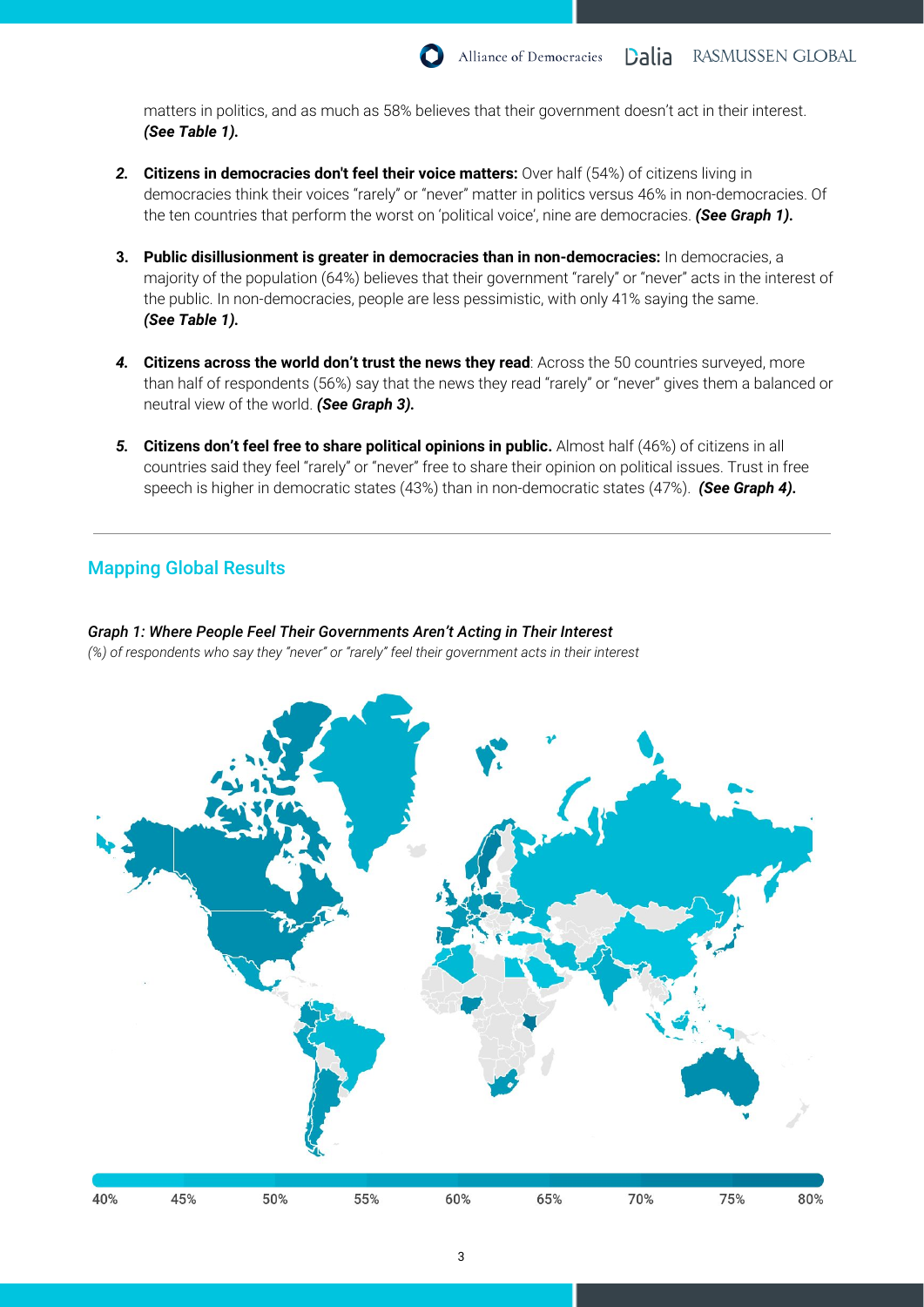matters in politics, and as much as 58% believes that their government doesn't act in their interest. ***(See Table 1).***

2. **Citizens in democracies don't feel their voice matters:** Over half (54%) of citizens living in democracies think their voices "rarely" or "never" matter in politics versus 46% in non-democracies. Of the ten countries that perform the worst on 'political voice', nine are democracies. ***(See Graph 1).***

3. **Public disillusionment is greater in democracies than in non-democracies:** In democracies, a majority of the population (64%) believes that their government "rarely" or "never" acts in the interest of the public. In non-democracies, people are less pessimistic, with only 41% saying the same. ***(See Table 1).***

4. **Citizens across the world don't trust the news they read**: Across the 50 countries surveyed, more than half of respondents (56%) say that the news they read "rarely" or "never" gives them a balanced or neutral view of the world. ***(See Graph 3).***

5. **Citizens don't feel free to share political opinions in public.** Almost half (46%) of citizens in all countries said they feel "rarely" or "never" free to share their opinion on political issues. Trust in free speech is higher in democratic states (43%) than in non-democratic states (47%). ***(See Graph 4).***

---

## Mapping Global Results

***Graph 1: Where People Feel Their Governments Aren't Acting in Their Interest***

*(%) of respondents who say they "never" or "rarely" feel their government acts in their interest*

40% 45% 50% 55% 60% 65% 70% 75% 80%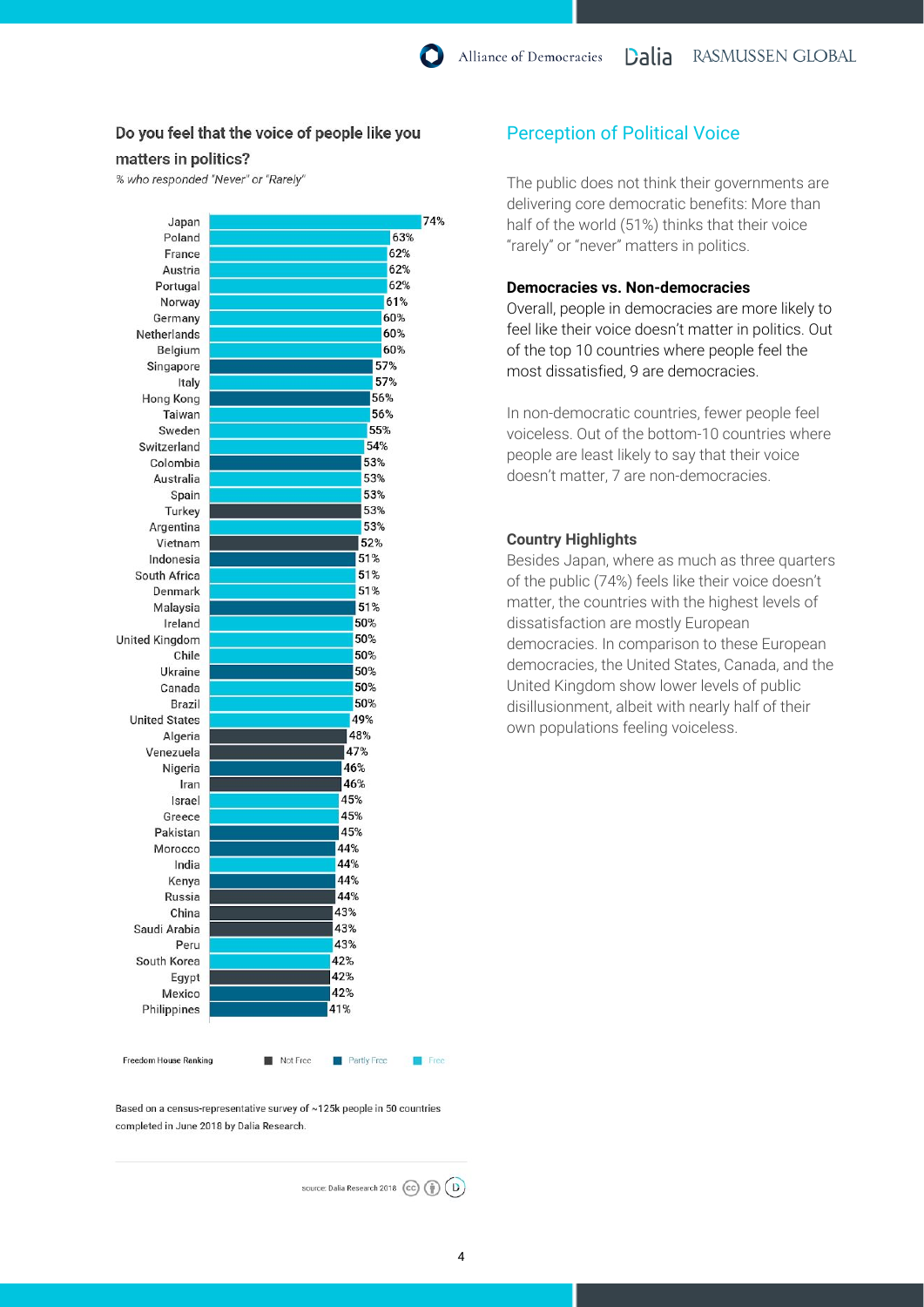## Do you feel that the voice of people like you matters in politics?

*% who responded "Never" or "Rarely"*

| Country | % |
|---|---|
| Japan | 74% |
| Poland | 63% |
| France | 62% |
| Austria | 62% |
| Portugal | 62% |
| Norway | 61% |
| Germany | 60% |
| Netherlands | 60% |
| Belgium | 60% |
| Singapore | 57% |
| Italy | 57% |
| Hong Kong | 56% |
| Taiwan | 56% |
| Sweden | 55% |
| Switzerland | 54% |
| Colombia | 53% |
| Australia | 53% |
| Spain | 53% |
| Turkey | 53% |
| Argentina | 53% |
| Vietnam | 52% |
| Indonesia | 51% |
| South Africa | 51% |
| Denmark | 51% |
| Malaysia | 51% |
| Ireland | 50% |
| United Kingdom | 50% |
| Chile | 50% |
| Ukraine | 50% |
| Canada | 50% |
| Brazil | 50% |
| United States | 49% |
| Algeria | 48% |
| Venezuela | 47% |
| Nigeria | 46% |
| Iran | 46% |
| Israel | 45% |
| Greece | 45% |
| Pakistan | 45% |
| Morocco | 44% |
| India | 44% |
| Kenya | 44% |
| Russia | 44% |
| China | 43% |
| Saudi Arabia | 43% |
| Peru | 43% |
| South Korea | 42% |
| Egypt | 42% |
| Mexico | 42% |
| Philippines | 41% |

Freedom House Ranking: Not Free, Partly Free, Free

Based on a census-representative survey of ~125k people in 50 countries completed in June 2018 by Dalia Research.

source: Dalia Research 2018

## Perception of Political Voice

The public does not think their governments are delivering core democratic benefits: More than half of the world (51%) thinks that their voice "rarely" or "never" matters in politics.

### Democracies vs. Non-democracies

Overall, people in democracies are more likely to feel like their voice doesn't matter in politics. Out of the top 10 countries where people feel the most dissatisfied, 9 are democracies.

In non-democratic countries, fewer people feel voiceless. Out of the bottom-10 countries where people are least likely to say that their voice doesn't matter, 7 are non-democracies.

### Country Highlights

Besides Japan, where as much as three quarters of the public (74%) feels like their voice doesn't matter, the countries with the highest levels of dissatisfaction are mostly European democracies. In comparison to these European democracies, the United States, Canada, and the United Kingdom show lower levels of public disillusionment, albeit with nearly half of their own populations feeling voiceless.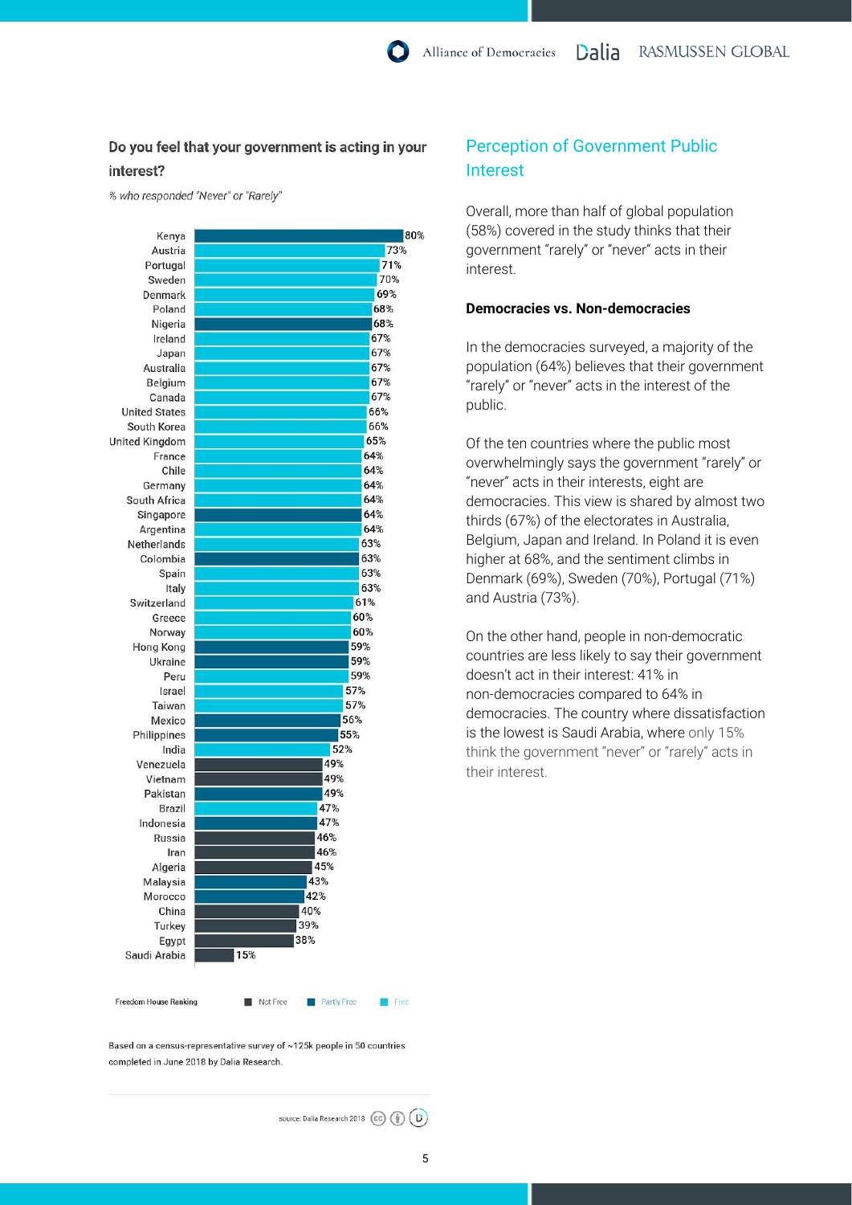### Do you feel that your government is acting in your interest?

*% who responded "Never" or "Rarely"*

| Country | % | Freedom House Ranking |
|---|---|---|
| Kenya | 80% | Partly Free |
| Austria | 73% | Free |
| Portugal | 71% | Free |
| Sweden | 70% | Free |
| Denmark | 69% | Free |
| Poland | 68% | Free |
| Nigeria | 68% | Partly Free |
| Ireland | 67% | Free |
| Japan | 67% | Free |
| Australia | 67% | Free |
| Belgium | 67% | Free |
| Canada | 67% | Free |
| United States | 66% | Free |
| South Korea | 66% | Free |
| United Kingdom | 65% | Free |
| France | 64% | Free |
| Chile | 64% | Free |
| Germany | 64% | Free |
| South Africa | 64% | Free |
| Singapore | 64% | Partly Free |
| Argentina | 64% | Free |
| Netherlands | 63% | Free |
| Colombia | 63% | Partly Free |
| Spain | 63% | Free |
| Italy | 63% | Free |
| Switzerland | 61% | Free |
| Greece | 60% | Free |
| Norway | 60% | Free |
| Hong Kong | 59% | Partly Free |
| Ukraine | 59% | Partly Free |
| Peru | 59% | Free |
| Israel | 57% | Free |
| Taiwan | 57% | Free |
| Mexico | 56% | Partly Free |
| Philippines | 55% | Partly Free |
| India | 52% | Free |
| Venezuela | 49% | Not Free |
| Vietnam | 49% | Not Free |
| Pakistan | 49% | Partly Free |
| Brazil | 47% | Free |
| Indonesia | 47% | Partly Free |
| Russia | 46% | Not Free |
| Iran | 46% | Not Free |
| Algeria | 45% | Not Free |
| Malaysia | 43% | Partly Free |
| Morocco | 42% | Partly Free |
| China | 40% | Not Free |
| Turkey | 39% | Not Free |
| Egypt | 38% | Not Free |
| Saudi Arabia | 15% | Not Free |

Freedom House Ranking: Not Free, Partly Free, Free

Based on a census-representative survey of ~125k people in 50 countries completed in June 2018 by Dalia Research.

source: Dalia Research 2018

## Perception of Government Public Interest

Overall, more than half of global population (58%) covered in the study thinks that their government "rarely" or "never" acts in their interest.

**Democracies vs. Non-democracies**

In the democracies surveyed, a majority of the population (64%) believes that their government "rarely" or "never" acts in the interest of the public.

Of the ten countries where the public most overwhelmingly says the government "rarely" or "never" acts in their interests, eight are democracies. This view is shared by almost two thirds (67%) of the electorates in Australia, Belgium, Japan and Ireland. In Poland it is even higher at 68%, and the sentiment climbs in Denmark (69%), Sweden (70%), Portugal (71%) and Austria (73%).

On the other hand, people in non-democratic countries are less likely to say their government doesn't act in their interest: 41% in non-democracies compared to 64% in democracies. The country where dissatisfaction is the lowest is Saudi Arabia, where only 15% think the government "never" or "rarely" acts in their interest.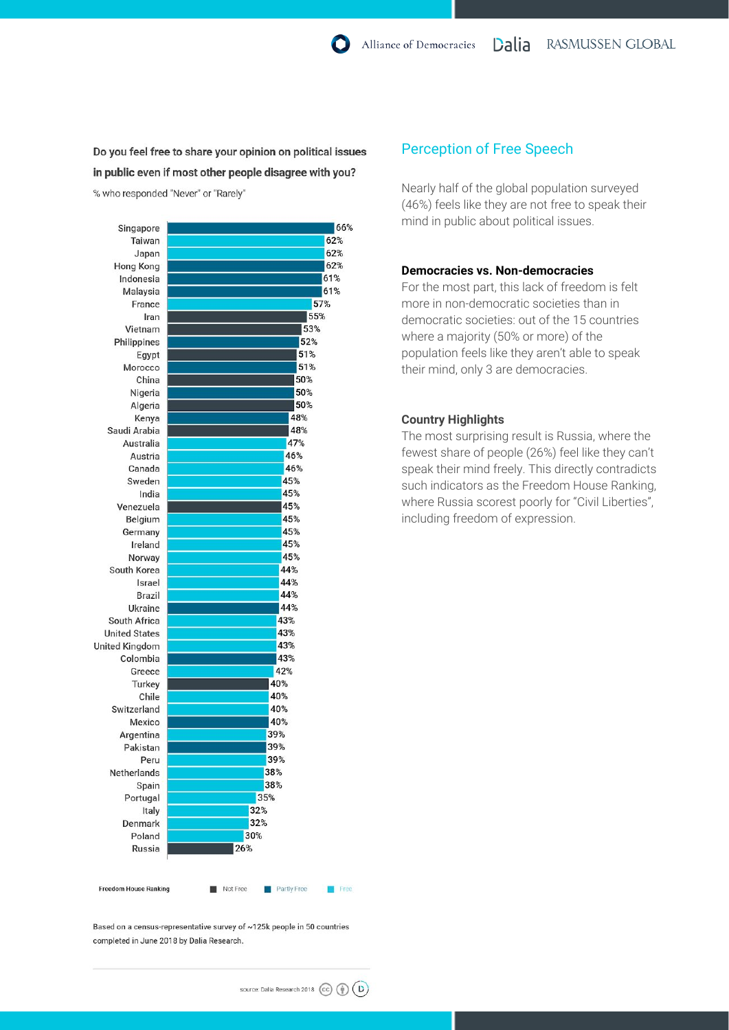**Do you feel free to share your opinion on political issues in public even if most other people disagree with you?**

% who responded "Never" or "Rarely"

| Country | % | Freedom House Ranking |
|---|---|---|
| Singapore | 66% | Partly Free |
| Taiwan | 62% | Free |
| Japan | 62% | Free |
| Hong Kong | 62% | Partly Free |
| Indonesia | 61% | Partly Free |
| Malaysia | 61% | Partly Free |
| France | 57% | Free |
| Iran | 55% | Not Free |
| Vietnam | 53% | Not Free |
| Philippines | 52% | Partly Free |
| Egypt | 51% | Not Free |
| Morocco | 51% | Partly Free |
| China | 50% | Not Free |
| Nigeria | 50% | Partly Free |
| Algeria | 50% | Not Free |
| Kenya | 48% | Partly Free |
| Saudi Arabia | 48% | Not Free |
| Australia | 47% | Free |
| Austria | 46% | Free |
| Canada | 46% | Free |
| Sweden | 45% | Free |
| India | 45% | Free |
| Venezuela | 45% | Not Free |
| Belgium | 45% | Free |
| Germany | 45% | Free |
| Ireland | 45% | Free |
| Norway | 45% | Free |
| South Korea | 44% | Free |
| Israel | 44% | Free |
| Brazil | 44% | Free |
| Ukraine | 44% | Partly Free |
| South Africa | 43% | Free |
| United States | 43% | Free |
| United Kingdom | 43% | Free |
| Colombia | 43% | Partly Free |
| Greece | 42% | Free |
| Turkey | 40% | Not Free |
| Chile | 40% | Free |
| Switzerland | 40% | Free |
| Mexico | 40% | Partly Free |
| Argentina | 39% | Free |
| Pakistan | 39% | Partly Free |
| Peru | 39% | Free |
| Netherlands | 38% | Free |
| Spain | 38% | Free |
| Portugal | 35% | Free |
| Italy | 32% | Free |
| Denmark | 32% | Free |
| Poland | 30% | Free |
| Russia | 26% | Not Free |

Freedom House Ranking: Not Free / Partly Free / Free

Based on a census-representative survey of ~125k people in 50 countries completed in June 2018 by Dalia Research.

source: Dalia Research 2018

## Perception of Free Speech

Nearly half of the global population surveyed (46%) feels like they are not free to speak their mind in public about political issues.

### Democracies vs. Non-democracies

For the most part, this lack of freedom is felt more in non-democratic societies than in democratic societies: out of the 15 countries where a majority (50% or more) of the population feels like they aren't able to speak their mind, only 3 are democracies.

### Country Highlights

The most surprising result is Russia, where the fewest share of people (26%) feel like they can't speak their mind freely. This directly contradicts such indicators as the Freedom House Ranking, where Russia scorest poorly for "Civil Liberties", including freedom of expression.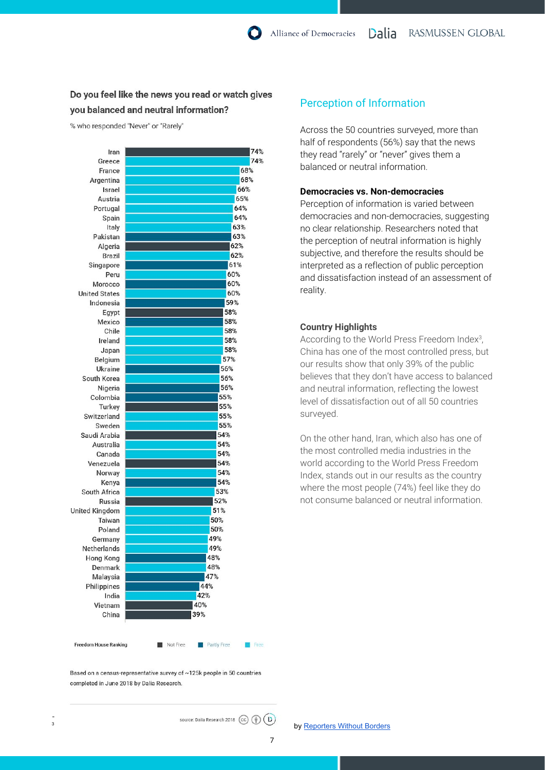**Do you feel like the news you read or watch gives you balanced and neutral information?**

% who responded "Never" or "Rarely"

| Country | % |
|---|---|
| Iran | 74% |
| Greece | 74% |
| France | 68% |
| Argentina | 68% |
| Israel | 66% |
| Austria | 65% |
| Portugal | 64% |
| Spain | 64% |
| Italy | 63% |
| Pakistan | 63% |
| Algeria | 62% |
| Brazil | 62% |
| Singapore | 61% |
| Peru | 60% |
| Morocco | 60% |
| United States | 60% |
| Indonesia | 59% |
| Egypt | 58% |
| Mexico | 58% |
| Chile | 58% |
| Ireland | 58% |
| Japan | 58% |
| Belgium | 57% |
| Ukraine | 56% |
| South Korea | 56% |
| Nigeria | 56% |
| Colombia | 55% |
| Turkey | 55% |
| Switzerland | 55% |
| Sweden | 55% |
| Saudi Arabia | 54% |
| Australia | 54% |
| Canada | 54% |
| Venezuela | 54% |
| Norway | 54% |
| Kenya | 54% |
| South Africa | 53% |
| Russia | 52% |
| United Kingdom | 51% |
| Taiwan | 50% |
| Poland | 50% |
| Germany | 49% |
| Netherlands | 49% |
| Hong Kong | 48% |
| Denmark | 48% |
| Malaysia | 47% |
| Philippines | 44% |
| India | 42% |
| Vietnam | 40% |
| China | 39% |

Freedom House Ranking: Not Free, Partly Free, Free

Based on a census-representative survey of ~125k people in 50 countries completed in June 2018 by Dalia Research.

source: Dalia Research 2018

## Perception of Information

Across the 50 countries surveyed, more than half of respondents (56%) say that the news they read "rarely" or "never" gives them a balanced or neutral information.

**Democracies vs. Non-democracies**

Perception of information is varied between democracies and non-democracies, suggesting no clear relationship. Researchers noted that the perception of neutral information is highly subjective, and therefore the results should be interpreted as a reflection of public perception and dissatisfaction instead of an assessment of reality.

**Country Highlights**

According to the World Press Freedom Index[3], China has one of the most controlled press, but our results show that only 39% of the public believes that they don't have access to balanced and neutral information, reflecting the lowest level of dissatisfaction out of all 50 countries surveyed.

On the other hand, Iran, which also has one of the most controlled media industries in the world according to the World Press Freedom Index, stands out in our results as the country where the most people (74%) feel like they do not consume balanced or neutral information.

[3] by Reporters Without Borders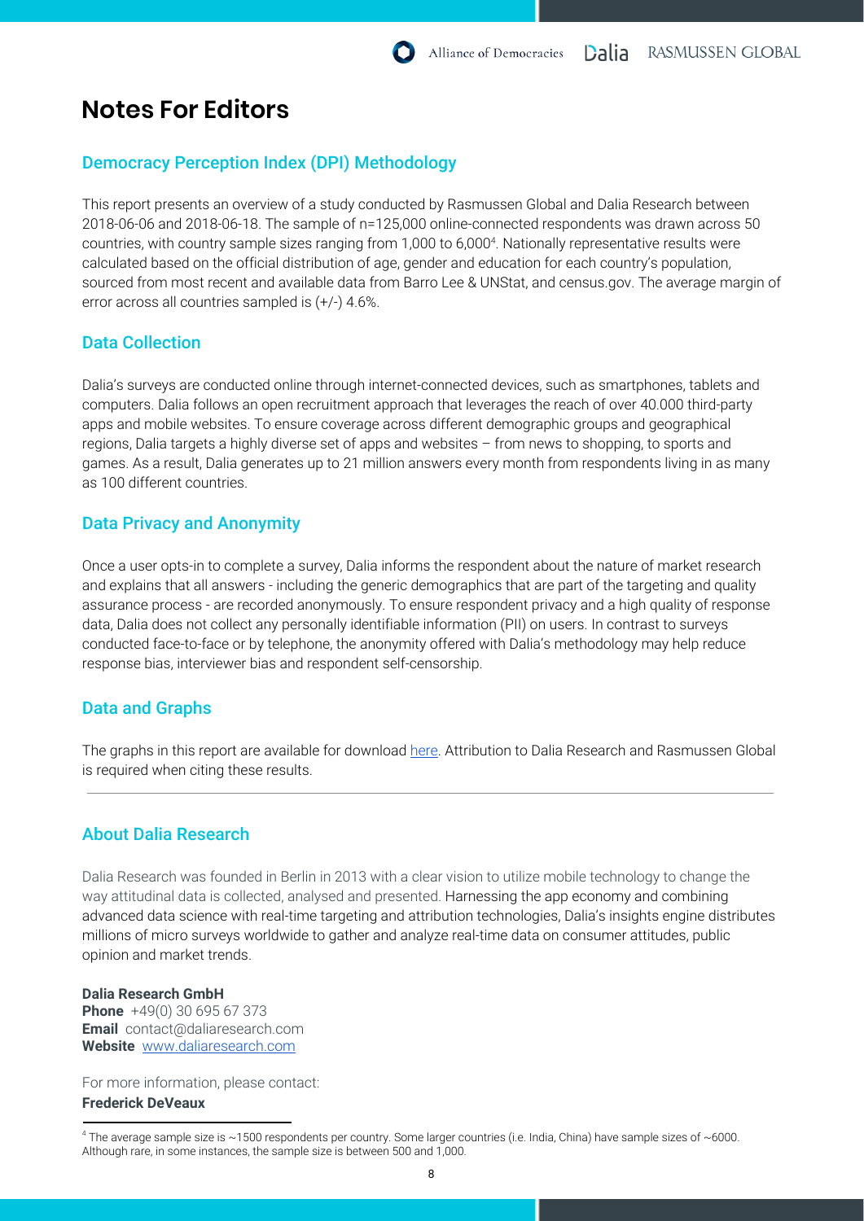# Notes For Editors

## Democracy Perception Index (DPI) Methodology

This report presents an overview of a study conducted by Rasmussen Global and Dalia Research between 2018-06-06 and 2018-06-18. The sample of n=125,000 online-connected respondents was drawn across 50 countries, with country sample sizes ranging from 1,000 to 6,000[4]. Nationally representative results were calculated based on the official distribution of age, gender and education for each country's population, sourced from most recent and available data from Barro Lee & UNStat, and census.gov. The average margin of error across all countries sampled is (+/-) 4.6%.

## Data Collection

Dalia's surveys are conducted online through internet-connected devices, such as smartphones, tablets and computers. Dalia follows an open recruitment approach that leverages the reach of over 40.000 third-party apps and mobile websites. To ensure coverage across different demographic groups and geographical regions, Dalia targets a highly diverse set of apps and websites – from news to shopping, to sports and games. As a result, Dalia generates up to 21 million answers every month from respondents living in as many as 100 different countries.

## Data Privacy and Anonymity

Once a user opts-in to complete a survey, Dalia informs the respondent about the nature of market research and explains that all answers - including the generic demographics that are part of the targeting and quality assurance process - are recorded anonymously. To ensure respondent privacy and a high quality of response data, Dalia does not collect any personally identifiable information (PII) on users. In contrast to surveys conducted face-to-face or by telephone, the anonymity offered with Dalia's methodology may help reduce response bias, interviewer bias and respondent self-censorship.

## Data and Graphs

The graphs in this report are available for download here. Attribution to Dalia Research and Rasmussen Global is required when citing these results.

---

## About Dalia Research

Dalia Research was founded in Berlin in 2013 with a clear vision to utilize mobile technology to change the way attitudinal data is collected, analysed and presented. Harnessing the app economy and combining advanced data science with real-time targeting and attribution technologies, Dalia's insights engine distributes millions of micro surveys worldwide to gather and analyze real-time data on consumer attitudes, public opinion and market trends.

**Dalia Research GmbH**
**Phone** +49(0) 30 695 67 373
**Email** contact@daliaresearch.com
**Website** www.daliaresearch.com

For more information, please contact:
**Frederick DeVeaux**

---

[4] The average sample size is ~1500 respondents per country. Some larger countries (i.e. India, China) have sample sizes of ~6000. Although rare, in some instances, the sample size is between 500 and 1,000.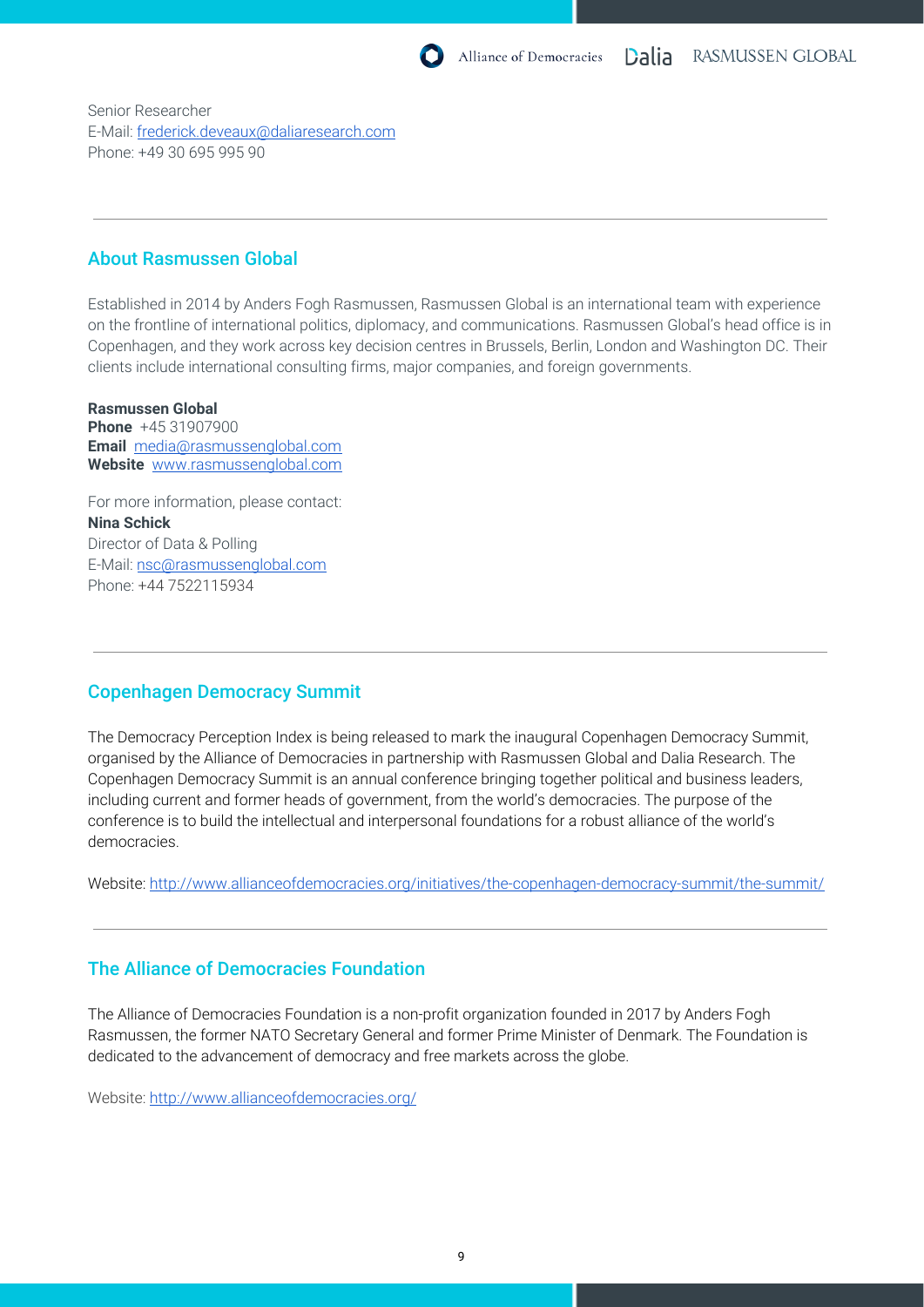Senior Researcher
E-Mail: frederick.deveaux@daliaresearch.com
Phone: +49 30 695 995 90

---

## About Rasmussen Global

Established in 2014 by Anders Fogh Rasmussen, Rasmussen Global is an international team with experience on the frontline of international politics, diplomacy, and communications. Rasmussen Global's head office is in Copenhagen, and they work across key decision centres in Brussels, Berlin, London and Washington DC. Their clients include international consulting firms, major companies, and foreign governments.

**Rasmussen Global**
**Phone** +45 31907900
**Email** media@rasmussenglobal.com
**Website** www.rasmussenglobal.com

For more information, please contact:
**Nina Schick**
Director of Data & Polling
E-Mail: nsc@rasmussenglobal.com
Phone: +44 7522115934

---

## Copenhagen Democracy Summit

The Democracy Perception Index is being released to mark the inaugural Copenhagen Democracy Summit, organised by the Alliance of Democracies in partnership with Rasmussen Global and Dalia Research. The Copenhagen Democracy Summit is an annual conference bringing together political and business leaders, including current and former heads of government, from the world's democracies. The purpose of the conference is to build the intellectual and interpersonal foundations for a robust alliance of the world's democracies.

Website: http://www.allianceofdemocracies.org/initiatives/the-copenhagen-democracy-summit/the-summit/

---

## The Alliance of Democracies Foundation

The Alliance of Democracies Foundation is a non-profit organization founded in 2017 by Anders Fogh Rasmussen, the former NATO Secretary General and former Prime Minister of Denmark. The Foundation is dedicated to the advancement of democracy and free markets across the globe.

Website: http://www.allianceofdemocracies.org/